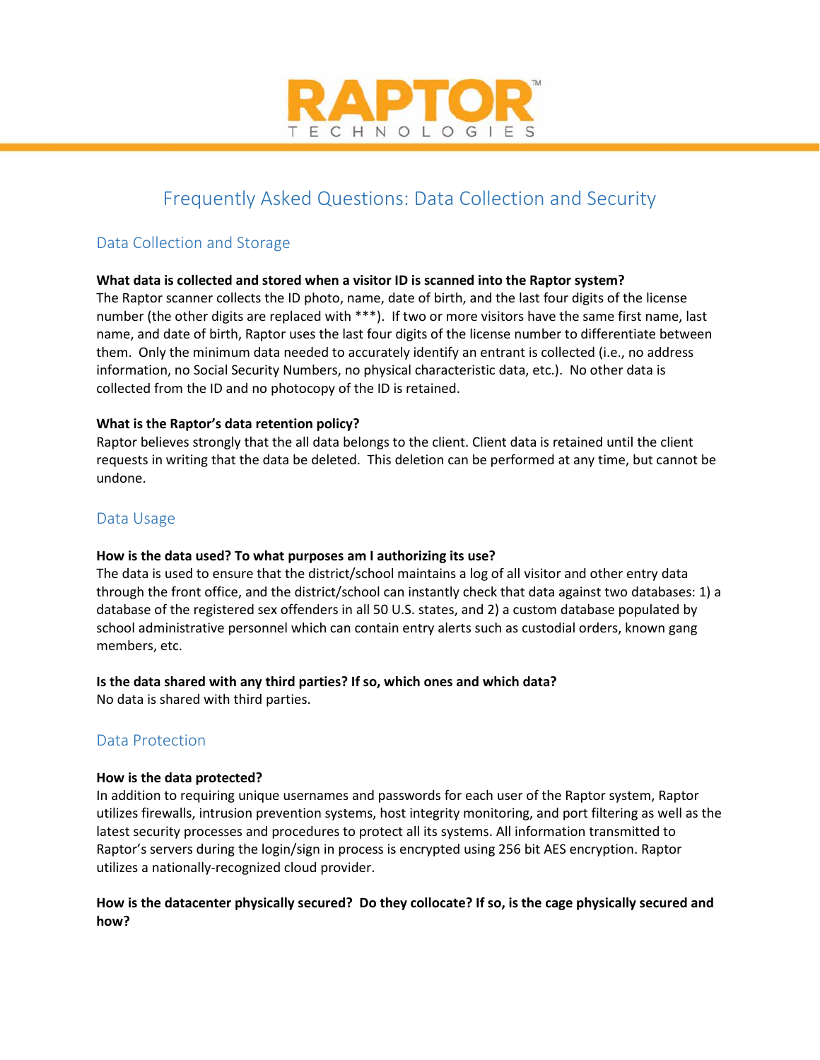RAPTOR™ TECHNOLOGIES

# Frequently Asked Questions: Data Collection and Security

## Data Collection and Storage

**What data is collected and stored when a visitor ID is scanned into the Raptor system?**
The Raptor scanner collects the ID photo, name, date of birth, and the last four digits of the license number (the other digits are replaced with ***). If two or more visitors have the same first name, last name, and date of birth, Raptor uses the last four digits of the license number to differentiate between them. Only the minimum data needed to accurately identify an entrant is collected (i.e., no address information, no Social Security Numbers, no physical characteristic data, etc.). No other data is collected from the ID and no photocopy of the ID is retained.

**What is the Raptor's data retention policy?**
Raptor believes strongly that the all data belongs to the client. Client data is retained until the client requests in writing that the data be deleted. This deletion can be performed at any time, but cannot be undone.

## Data Usage

**How is the data used? To what purposes am I authorizing its use?**
The data is used to ensure that the district/school maintains a log of all visitor and other entry data through the front office, and the district/school can instantly check that data against two databases: 1) a database of the registered sex offenders in all 50 U.S. states, and 2) a custom database populated by school administrative personnel which can contain entry alerts such as custodial orders, known gang members, etc.

**Is the data shared with any third parties? If so, which ones and which data?**
No data is shared with third parties.

## Data Protection

**How is the data protected?**
In addition to requiring unique usernames and passwords for each user of the Raptor system, Raptor utilizes firewalls, intrusion prevention systems, host integrity monitoring, and port filtering as well as the latest security processes and procedures to protect all its systems. All information transmitted to Raptor's servers during the login/sign in process is encrypted using 256 bit AES encryption. Raptor utilizes a nationally-recognized cloud provider.

**How is the datacenter physically secured? Do they collocate? If so, is the cage physically secured and how?**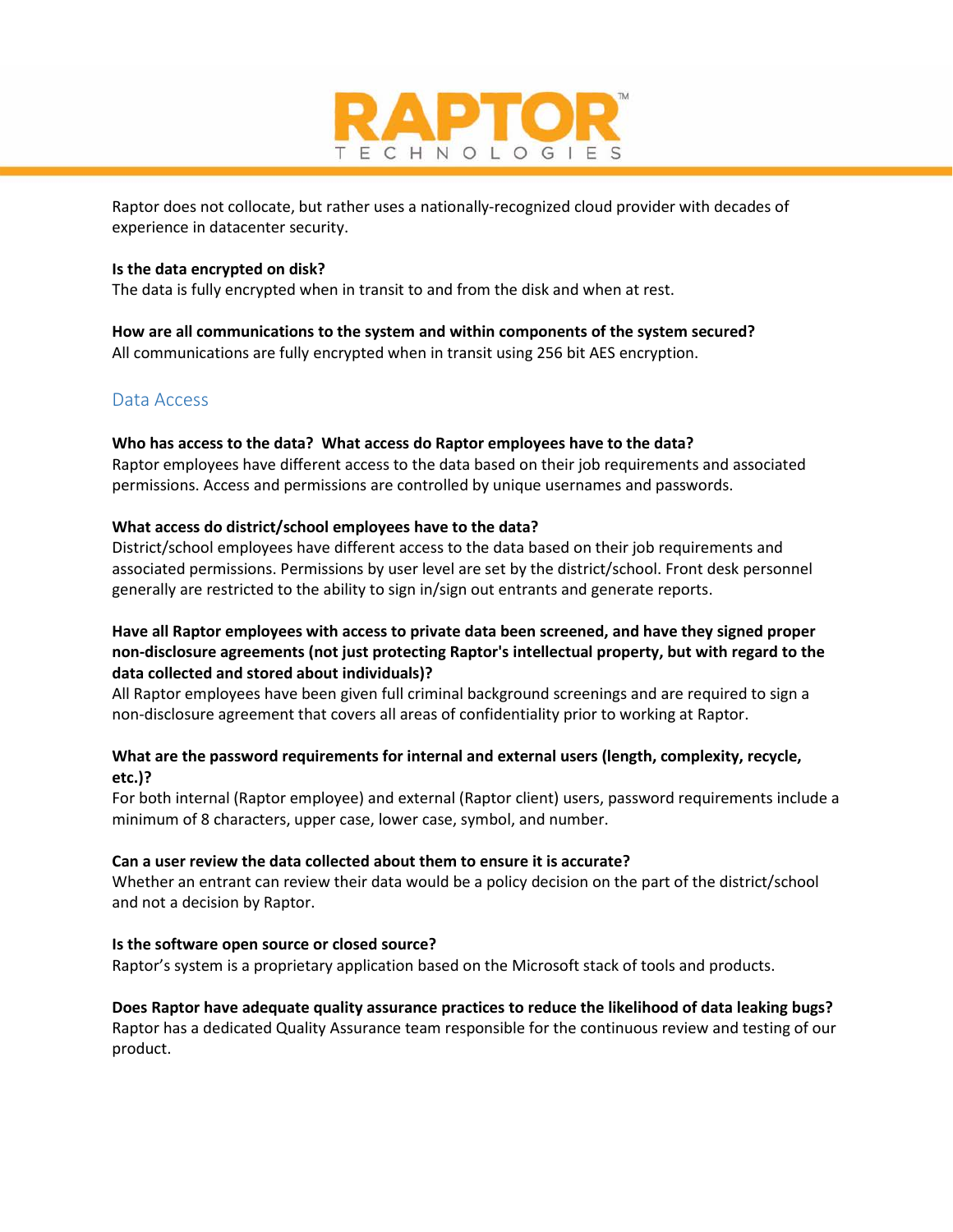Raptor does not collocate, but rather uses a nationally-recognized cloud provider with decades of experience in datacenter security.

**Is the data encrypted on disk?**
The data is fully encrypted when in transit to and from the disk and when at rest.

**How are all communications to the system and within components of the system secured?**
All communications are fully encrypted when in transit using 256 bit AES encryption.

## Data Access

**Who has access to the data? What access do Raptor employees have to the data?**
Raptor employees have different access to the data based on their job requirements and associated permissions. Access and permissions are controlled by unique usernames and passwords.

**What access do district/school employees have to the data?**
District/school employees have different access to the data based on their job requirements and associated permissions. Permissions by user level are set by the district/school. Front desk personnel generally are restricted to the ability to sign in/sign out entrants and generate reports.

**Have all Raptor employees with access to private data been screened, and have they signed proper non-disclosure agreements (not just protecting Raptor's intellectual property, but with regard to the data collected and stored about individuals)?**
All Raptor employees have been given full criminal background screenings and are required to sign a non-disclosure agreement that covers all areas of confidentiality prior to working at Raptor.

**What are the password requirements for internal and external users (length, complexity, recycle, etc.)?**
For both internal (Raptor employee) and external (Raptor client) users, password requirements include a minimum of 8 characters, upper case, lower case, symbol, and number.

**Can a user review the data collected about them to ensure it is accurate?**
Whether an entrant can review their data would be a policy decision on the part of the district/school and not a decision by Raptor.

**Is the software open source or closed source?**
Raptor's system is a proprietary application based on the Microsoft stack of tools and products.

**Does Raptor have adequate quality assurance practices to reduce the likelihood of data leaking bugs?**
Raptor has a dedicated Quality Assurance team responsible for the continuous review and testing of our product.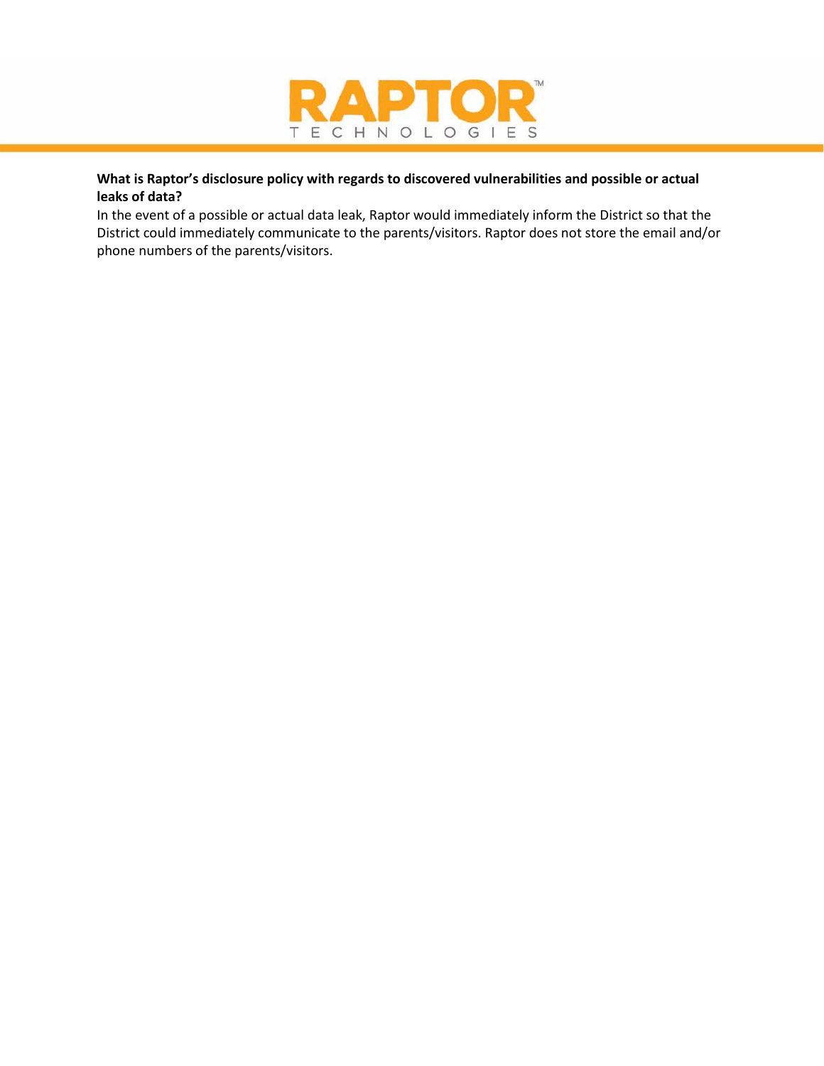**What is Raptor's disclosure policy with regards to discovered vulnerabilities and possible or actual leaks of data?**

In the event of a possible or actual data leak, Raptor would immediately inform the District so that the District could immediately communicate to the parents/visitors. Raptor does not store the email and/or phone numbers of the parents/visitors.